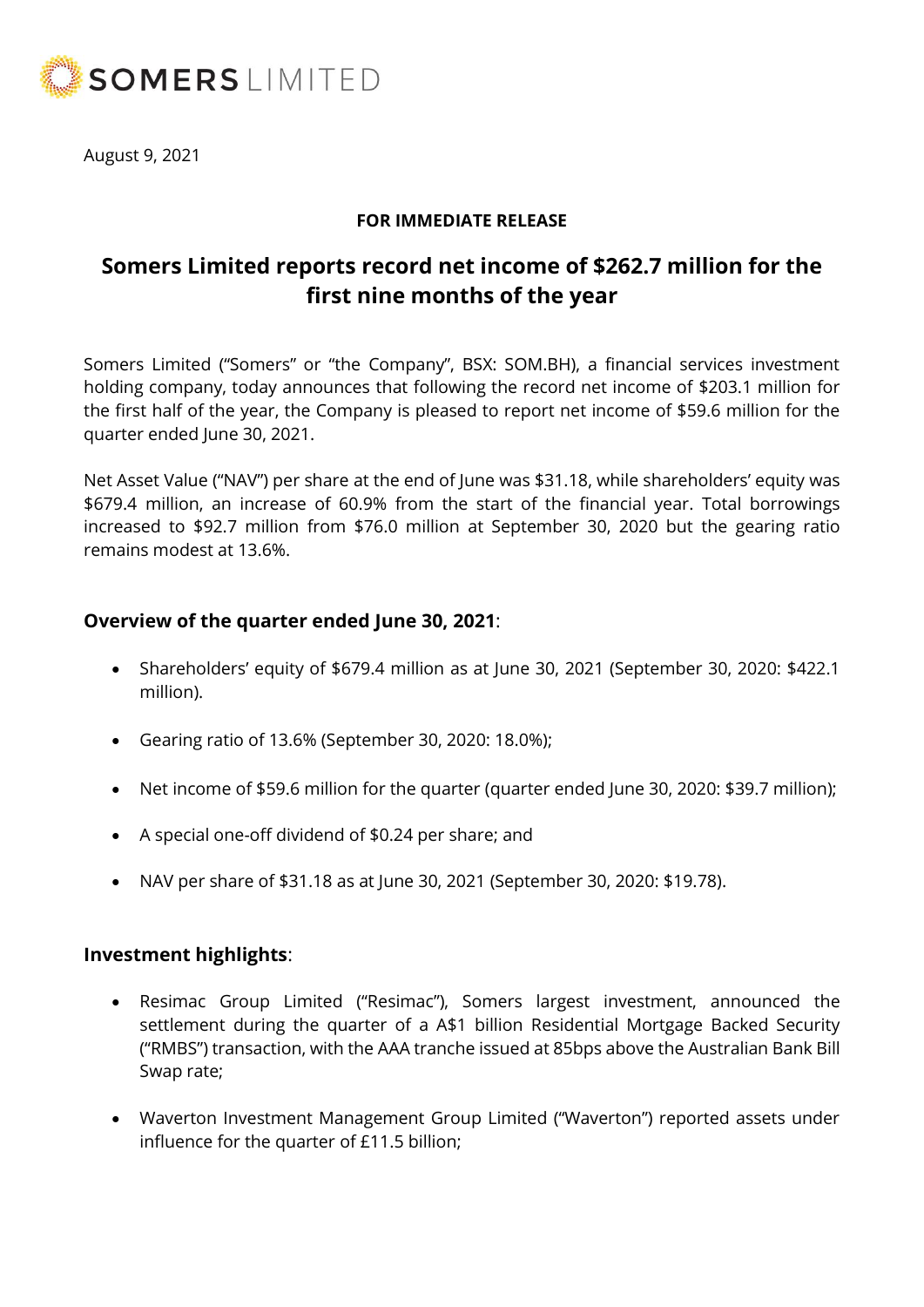SOMERS LIMITED

August 9, 2021

**FOR IMMEDIATE RELEASE**

# Somers Limited reports record net income of $262.7 million for the first nine months of the year

Somers Limited ("Somers" or "the Company", BSX: SOM.BH), a financial services investment holding company, today announces that following the record net income of $203.1 million for the first half of the year, the Company is pleased to report net income of $59.6 million for the quarter ended June 30, 2021.

Net Asset Value ("NAV") per share at the end of June was $31.18, while shareholders' equity was $679.4 million, an increase of 60.9% from the start of the financial year. Total borrowings increased to $92.7 million from $76.0 million at September 30, 2020 but the gearing ratio remains modest at 13.6%.

## **Overview of the quarter ended June 30, 2021**:

- Shareholders' equity of $679.4 million as at June 30, 2021 (September 30, 2020: $422.1 million).
- Gearing ratio of 13.6% (September 30, 2020: 18.0%);
- Net income of $59.6 million for the quarter (quarter ended June 30, 2020: $39.7 million);
- A special one-off dividend of $0.24 per share; and
- NAV per share of $31.18 as at June 30, 2021 (September 30, 2020: $19.78).

## **Investment highlights**:

- Resimac Group Limited ("Resimac"), Somers largest investment, announced the settlement during the quarter of a A$1 billion Residential Mortgage Backed Security ("RMBS") transaction, with the AAA tranche issued at 85bps above the Australian Bank Bill Swap rate;
- Waverton Investment Management Group Limited ("Waverton") reported assets under influence for the quarter of £11.5 billion;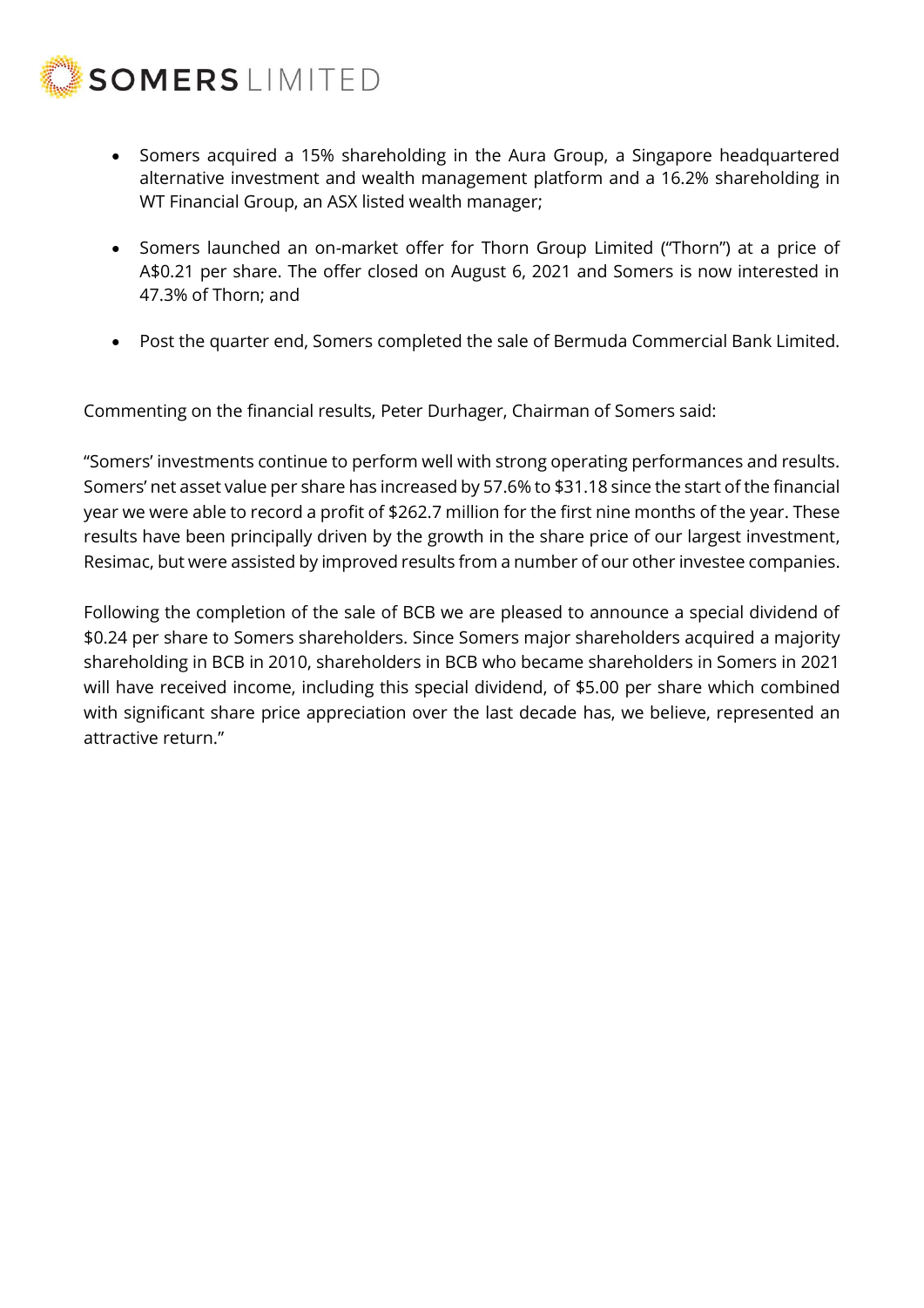- Somers acquired a 15% shareholding in the Aura Group, a Singapore headquartered alternative investment and wealth management platform and a 16.2% shareholding in WT Financial Group, an ASX listed wealth manager;
- Somers launched an on-market offer for Thorn Group Limited ("Thorn") at a price of A$0.21 per share. The offer closed on August 6, 2021 and Somers is now interested in 47.3% of Thorn; and
- Post the quarter end, Somers completed the sale of Bermuda Commercial Bank Limited.

Commenting on the financial results, Peter Durhager, Chairman of Somers said:

"Somers' investments continue to perform well with strong operating performances and results. Somers' net asset value per share has increased by 57.6% to $31.18 since the start of the financial year we were able to record a profit of $262.7 million for the first nine months of the year. These results have been principally driven by the growth in the share price of our largest investment, Resimac, but were assisted by improved results from a number of our other investee companies.

Following the completion of the sale of BCB we are pleased to announce a special dividend of $0.24 per share to Somers shareholders. Since Somers major shareholders acquired a majority shareholding in BCB in 2010, shareholders in BCB who became shareholders in Somers in 2021 will have received income, including this special dividend, of $5.00 per share which combined with significant share price appreciation over the last decade has, we believe, represented an attractive return."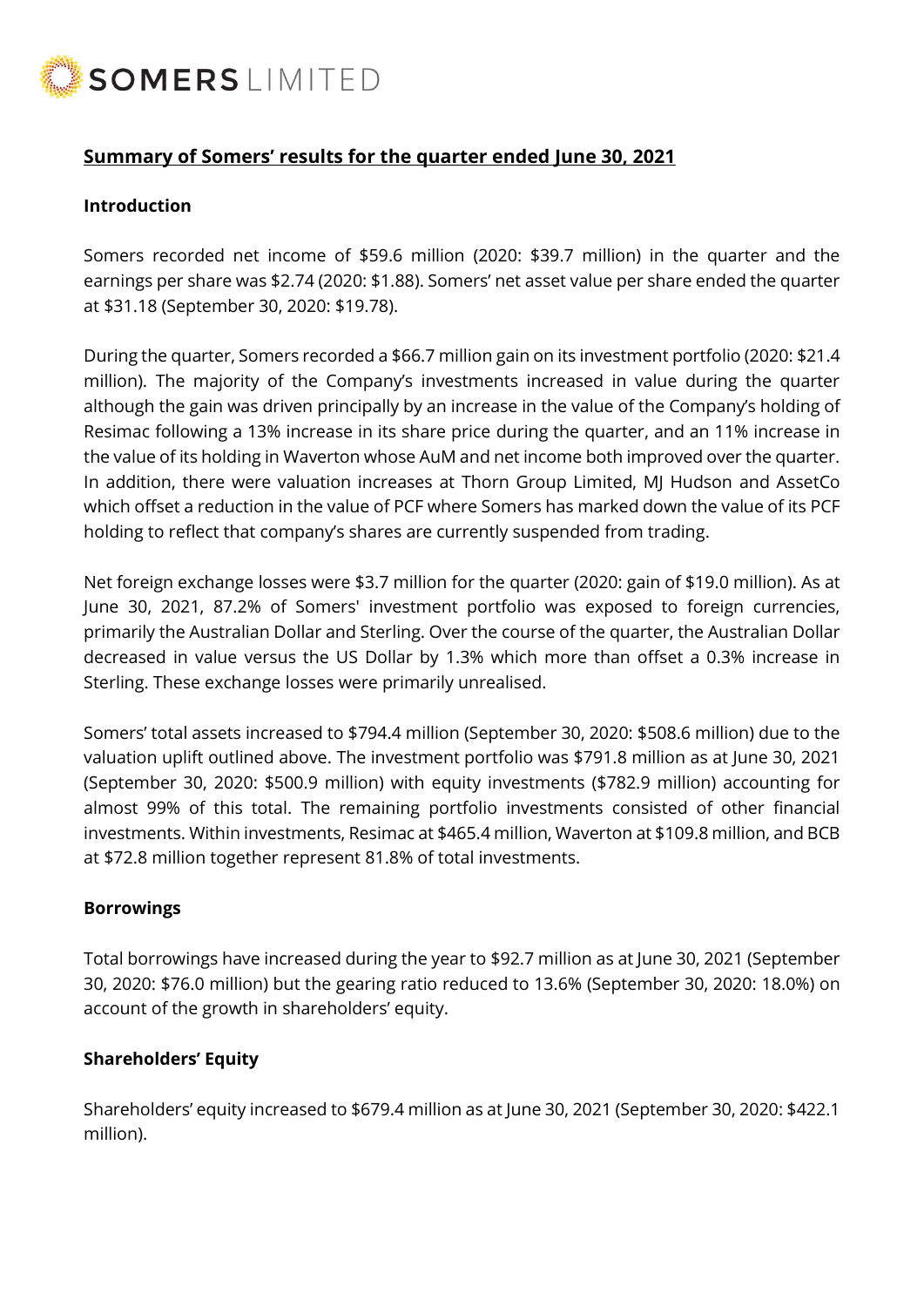SOMERS LIMITED

## Summary of Somers' results for the quarter ended June 30, 2021

### Introduction

Somers recorded net income of $59.6 million (2020: $39.7 million) in the quarter and the earnings per share was $2.74 (2020: $1.88). Somers' net asset value per share ended the quarter at $31.18 (September 30, 2020: $19.78).

During the quarter, Somers recorded a $66.7 million gain on its investment portfolio (2020: $21.4 million). The majority of the Company's investments increased in value during the quarter although the gain was driven principally by an increase in the value of the Company's holding of Resimac following a 13% increase in its share price during the quarter, and an 11% increase in the value of its holding in Waverton whose AuM and net income both improved over the quarter. In addition, there were valuation increases at Thorn Group Limited, MJ Hudson and AssetCo which offset a reduction in the value of PCF where Somers has marked down the value of its PCF holding to reflect that company's shares are currently suspended from trading.

Net foreign exchange losses were $3.7 million for the quarter (2020: gain of $19.0 million). As at June 30, 2021, 87.2% of Somers' investment portfolio was exposed to foreign currencies, primarily the Australian Dollar and Sterling. Over the course of the quarter, the Australian Dollar decreased in value versus the US Dollar by 1.3% which more than offset a 0.3% increase in Sterling. These exchange losses were primarily unrealised.

Somers' total assets increased to $794.4 million (September 30, 2020: $508.6 million) due to the valuation uplift outlined above. The investment portfolio was $791.8 million as at June 30, 2021 (September 30, 2020: $500.9 million) with equity investments ($782.9 million) accounting for almost 99% of this total. The remaining portfolio investments consisted of other financial investments. Within investments, Resimac at $465.4 million, Waverton at $109.8 million, and BCB at $72.8 million together represent 81.8% of total investments.

### Borrowings

Total borrowings have increased during the year to $92.7 million as at June 30, 2021 (September 30, 2020: $76.0 million) but the gearing ratio reduced to 13.6% (September 30, 2020: 18.0%) on account of the growth in shareholders' equity.

### Shareholders' Equity

Shareholders' equity increased to $679.4 million as at June 30, 2021 (September 30, 2020: $422.1 million).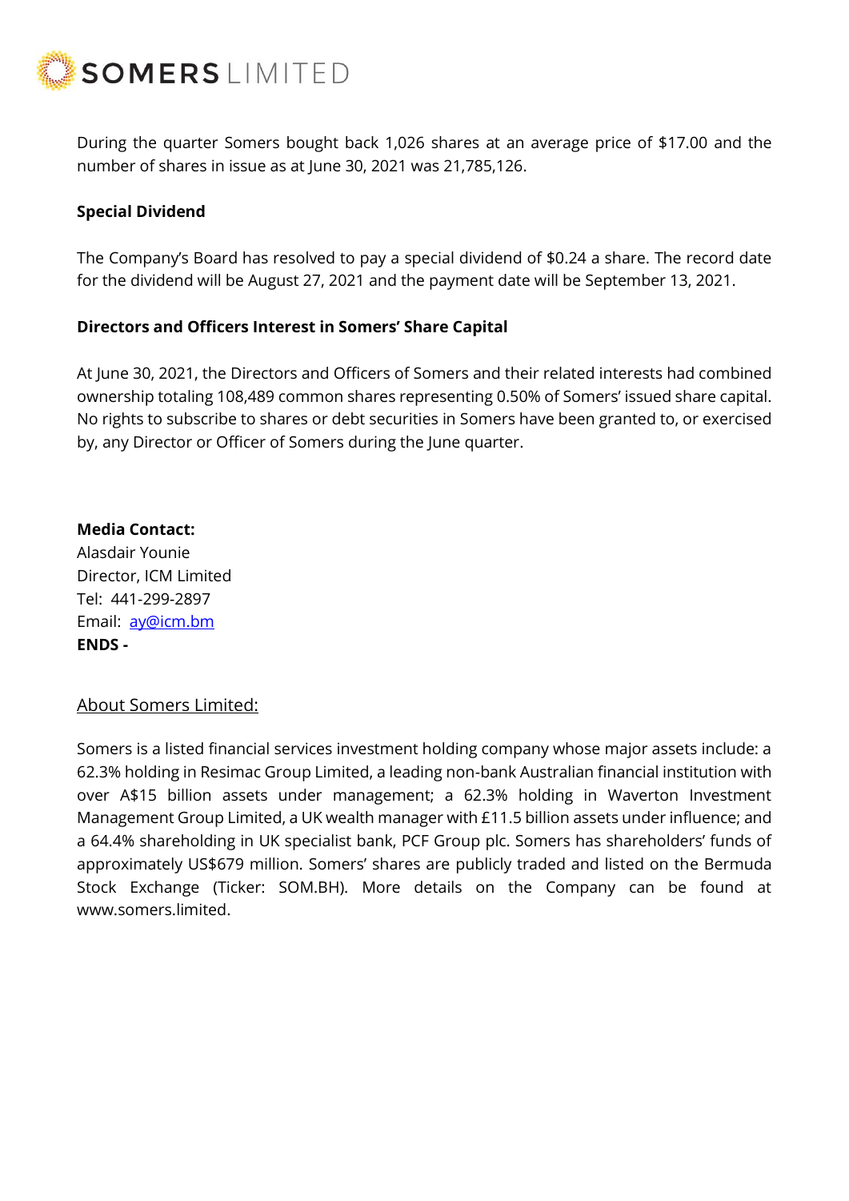During the quarter Somers bought back 1,026 shares at an average price of $17.00 and the number of shares in issue as at June 30, 2021 was 21,785,126.

**Special Dividend**

The Company's Board has resolved to pay a special dividend of $0.24 a share. The record date for the dividend will be August 27, 2021 and the payment date will be September 13, 2021.

**Directors and Officers Interest in Somers' Share Capital**

At June 30, 2021, the Directors and Officers of Somers and their related interests had combined ownership totaling 108,489 common shares representing 0.50% of Somers' issued share capital. No rights to subscribe to shares or debt securities in Somers have been granted to, or exercised by, any Director or Officer of Somers during the June quarter.

**Media Contact:**
Alasdair Younie
Director, ICM Limited
Tel: 441-299-2897
Email: ay@icm.bm
**ENDS -**

About Somers Limited:

Somers is a listed financial services investment holding company whose major assets include: a 62.3% holding in Resimac Group Limited, a leading non-bank Australian financial institution with over A$15 billion assets under management; a 62.3% holding in Waverton Investment Management Group Limited, a UK wealth manager with £11.5 billion assets under influence; and a 64.4% shareholding in UK specialist bank, PCF Group plc. Somers has shareholders' funds of approximately US$679 million. Somers' shares are publicly traded and listed on the Bermuda Stock Exchange (Ticker: SOM.BH). More details on the Company can be found at www.somers.limited.